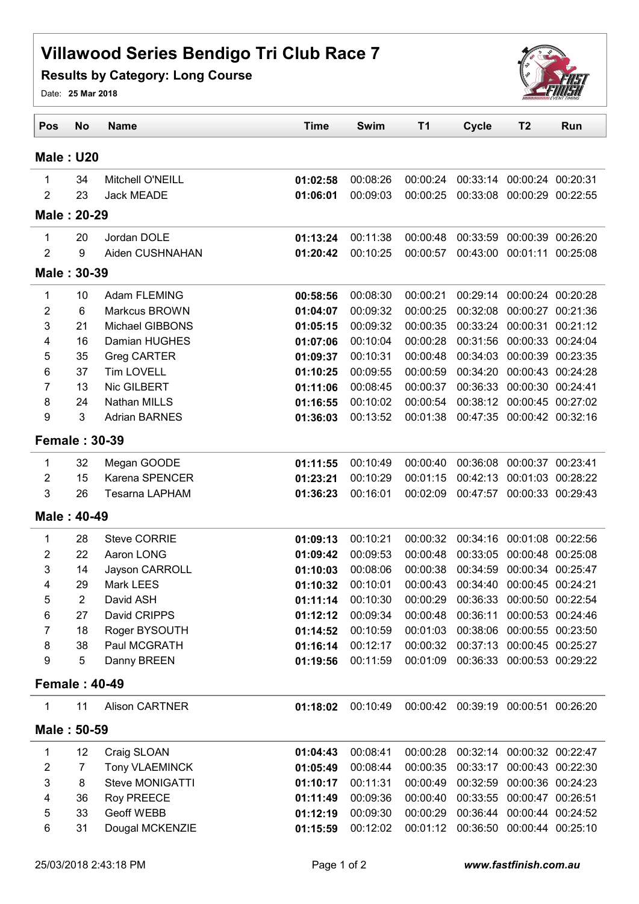# Villawood Series Bendigo Tri Club Race 7

## Results by Category: Long Course

Date: **25 Mar 2018**

| Pos | No | Name | Time | Swim | T1 | Cycle | T2 | Run |
|---|---|---|---|---|---|---|---|---|
| **Male : U20** | | | | | | | | |
| 1 | 34 | Mitchell O'NEILL | **01:02:58** | 00:08:26 | 00:00:24 | 00:33:14 | 00:00:24 | 00:20:31 |
| 2 | 23 | Jack MEADE | **01:06:01** | 00:09:03 | 00:00:25 | 00:33:08 | 00:00:29 | 00:22:55 |
| **Male : 20-29** | | | | | | | | |
| 1 | 20 | Jordan DOLE | **01:13:24** | 00:11:38 | 00:00:48 | 00:33:59 | 00:00:39 | 00:26:20 |
| 2 | 9 | Aiden CUSHNAHAN | **01:20:42** | 00:10:25 | 00:00:57 | 00:43:00 | 00:01:11 | 00:25:08 |
| **Male : 30-39** | | | | | | | | |
| 1 | 10 | Adam FLEMING | **00:58:56** | 00:08:30 | 00:00:21 | 00:29:14 | 00:00:24 | 00:20:28 |
| 2 | 6 | Markcus BROWN | **01:04:07** | 00:09:32 | 00:00:25 | 00:32:08 | 00:00:27 | 00:21:36 |
| 3 | 21 | Michael GIBBONS | **01:05:15** | 00:09:32 | 00:00:35 | 00:33:24 | 00:00:31 | 00:21:12 |
| 4 | 16 | Damian HUGHES | **01:07:06** | 00:10:04 | 00:00:28 | 00:31:56 | 00:00:33 | 00:24:04 |
| 5 | 35 | Greg CARTER | **01:09:37** | 00:10:31 | 00:00:48 | 00:34:03 | 00:00:39 | 00:23:35 |
| 6 | 37 | Tim LOVELL | **01:10:25** | 00:09:55 | 00:00:59 | 00:34:20 | 00:00:43 | 00:24:28 |
| 7 | 13 | Nic GILBERT | **01:11:06** | 00:08:45 | 00:00:37 | 00:36:33 | 00:00:30 | 00:24:41 |
| 8 | 24 | Nathan MILLS | **01:16:55** | 00:10:02 | 00:00:54 | 00:38:12 | 00:00:45 | 00:27:02 |
| 9 | 3 | Adrian BARNES | **01:36:03** | 00:13:52 | 00:01:38 | 00:47:35 | 00:00:42 | 00:32:16 |
| **Female : 30-39** | | | | | | | | |
| 1 | 32 | Megan GOODE | **01:11:55** | 00:10:49 | 00:00:40 | 00:36:08 | 00:00:37 | 00:23:41 |
| 2 | 15 | Karena SPENCER | **01:23:21** | 00:10:29 | 00:01:15 | 00:42:13 | 00:01:03 | 00:28:22 |
| 3 | 26 | Tesarna LAPHAM | **01:36:23** | 00:16:01 | 00:02:09 | 00:47:57 | 00:00:33 | 00:29:43 |
| **Male : 40-49** | | | | | | | | |
| 1 | 28 | Steve CORRIE | **01:09:13** | 00:10:21 | 00:00:32 | 00:34:16 | 00:01:08 | 00:22:56 |
| 2 | 22 | Aaron LONG | **01:09:42** | 00:09:53 | 00:00:48 | 00:33:05 | 00:00:48 | 00:25:08 |
| 3 | 14 | Jayson CARROLL | **01:10:03** | 00:08:06 | 00:00:38 | 00:34:59 | 00:00:34 | 00:25:47 |
| 4 | 29 | Mark LEES | **01:10:32** | 00:10:01 | 00:00:43 | 00:34:40 | 00:00:45 | 00:24:21 |
| 5 | 2 | David ASH | **01:11:14** | 00:10:30 | 00:00:29 | 00:36:33 | 00:00:50 | 00:22:54 |
| 6 | 27 | David CRIPPS | **01:12:12** | 00:09:34 | 00:00:48 | 00:36:11 | 00:00:53 | 00:24:46 |
| 7 | 18 | Roger BYSOUTH | **01:14:52** | 00:10:59 | 00:01:03 | 00:38:06 | 00:00:55 | 00:23:50 |
| 8 | 38 | Paul MCGRATH | **01:16:14** | 00:12:17 | 00:00:32 | 00:37:13 | 00:00:45 | 00:25:27 |
| 9 | 5 | Danny BREEN | **01:19:56** | 00:11:59 | 00:01:09 | 00:36:33 | 00:00:53 | 00:29:22 |
| **Female : 40-49** | | | | | | | | |
| 1 | 11 | Alison CARTNER | **01:18:02** | 00:10:49 | 00:00:42 | 00:39:19 | 00:00:51 | 00:26:20 |
| **Male : 50-59** | | | | | | | | |
| 1 | 12 | Craig SLOAN | **01:04:43** | 00:08:41 | 00:00:28 | 00:32:14 | 00:00:32 | 00:22:47 |
| 2 | 7 | Tony VLAEMINCK | **01:05:49** | 00:08:44 | 00:00:35 | 00:33:17 | 00:00:43 | 00:22:30 |
| 3 | 8 | Steve MONIGATTI | **01:10:17** | 00:11:31 | 00:00:49 | 00:32:59 | 00:00:36 | 00:24:23 |
| 4 | 36 | Roy PREECE | **01:11:49** | 00:09:36 | 00:00:40 | 00:33:55 | 00:00:47 | 00:26:51 |
| 5 | 33 | Geoff WEBB | **01:12:19** | 00:09:30 | 00:00:29 | 00:36:44 | 00:00:44 | 00:24:52 |
| 6 | 31 | Dougal MCKENZIE | **01:15:59** | 00:12:02 | 00:01:12 | 00:36:50 | 00:00:44 | 00:25:10 |

25/03/2018 2:43:18 PM

***www.fastfinish.com.au***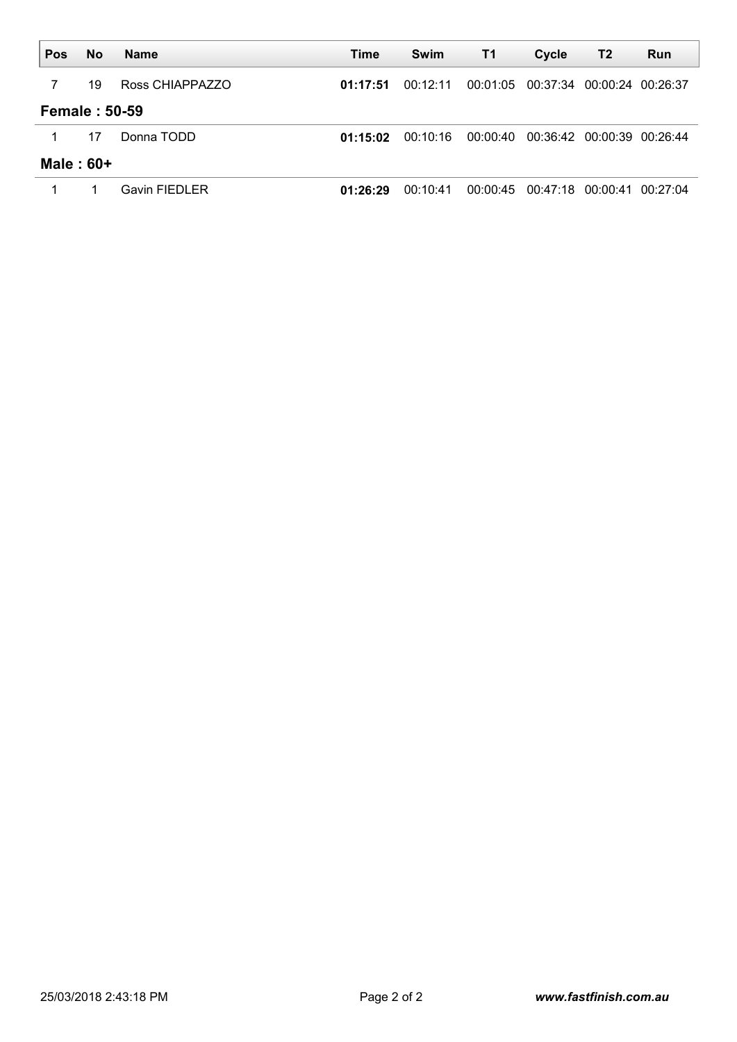| Pos | No | Name | Time | Swim | T1 | Cycle | T2 | Run |
|---|---|---|---|---|---|---|---|---|
| 7 | 19 | Ross CHIAPPAZZO | **01:17:51** | 00:12:11 | 00:01:05 | 00:37:34 | 00:00:24 | 00:26:37 |

**Female : 50-59**

| Pos | No | Name | Time | Swim | T1 | Cycle | T2 | Run |
|---|---|---|---|---|---|---|---|---|
| 1 | 17 | Donna TODD | **01:15:02** | 00:10:16 | 00:00:40 | 00:36:42 | 00:00:39 | 00:26:44 |

**Male : 60+**

| Pos | No | Name | Time | Swim | T1 | Cycle | T2 | Run |
|---|---|---|---|---|---|---|---|---|
| 1 | 1 | Gavin FIEDLER | **01:26:29** | 00:10:41 | 00:00:45 | 00:47:18 | 00:00:41 | 00:27:04 |